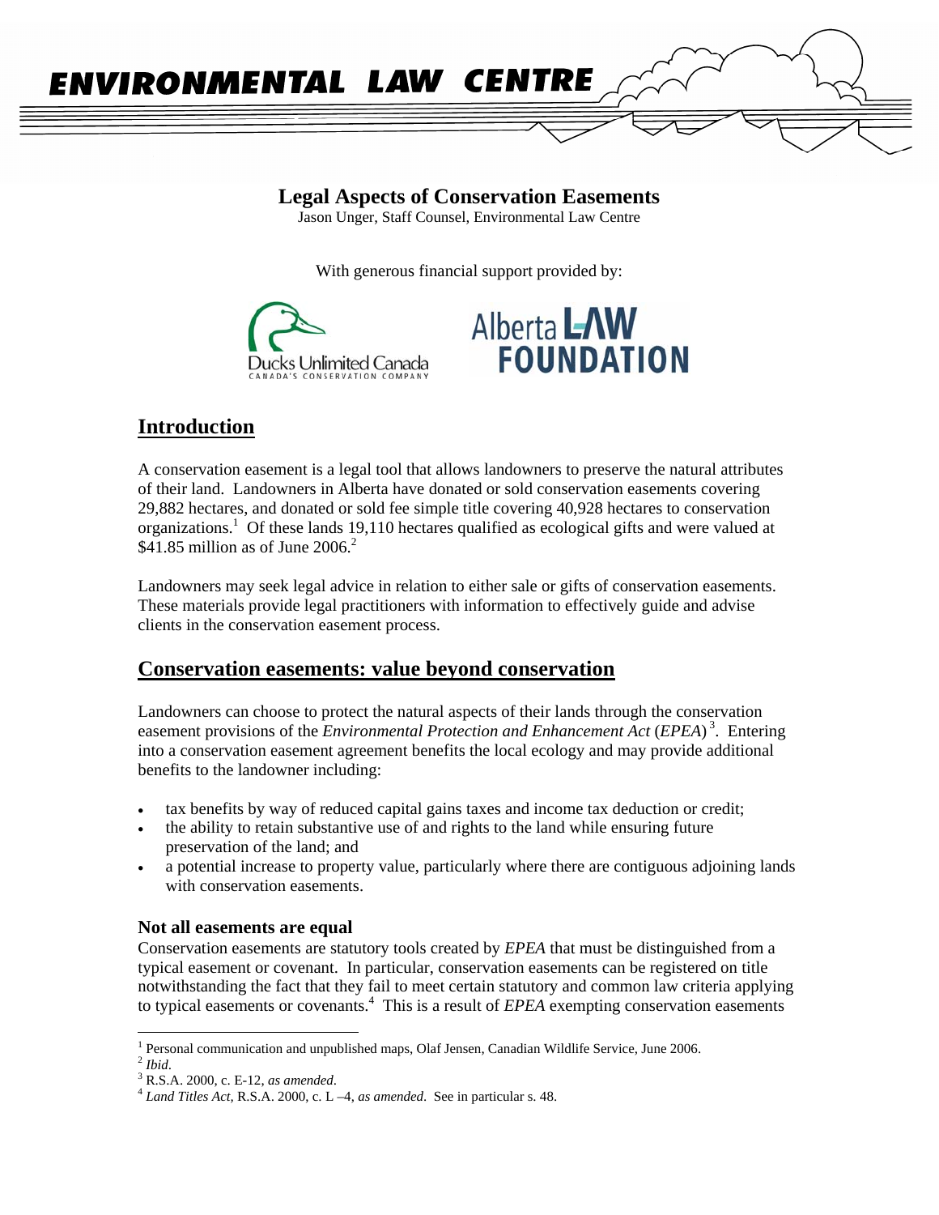ENVIRONMENTAL LAW CENTRE

# Legal Aspects of Conservation Easements

Jason Unger, Staff Counsel, Environmental Law Centre

With generous financial support provided by:

Ducks Unlimited Canada
CANADA'S CONSERVATION COMPANY

Alberta LAW FOUNDATION

## Introduction

A conservation easement is a legal tool that allows landowners to preserve the natural attributes of their land. Landowners in Alberta have donated or sold conservation easements covering 29,882 hectares, and donated or sold fee simple title covering 40,928 hectares to conservation organizations.[1] Of these lands 19,110 hectares qualified as ecological gifts and were valued at $41.85 million as of June 2006.[2]

Landowners may seek legal advice in relation to either sale or gifts of conservation easements. These materials provide legal practitioners with information to effectively guide and advise clients in the conservation easement process.

## Conservation easements: value beyond conservation

Landowners can choose to protect the natural aspects of their lands through the conservation easement provisions of the *Environmental Protection and Enhancement Act* (*EPEA*)[3]. Entering into a conservation easement agreement benefits the local ecology and may provide additional benefits to the landowner including:

- tax benefits by way of reduced capital gains taxes and income tax deduction or credit;
- the ability to retain substantive use of and rights to the land while ensuring future preservation of the land; and
- a potential increase to property value, particularly where there are contiguous adjoining lands with conservation easements.

### Not all easements are equal

Conservation easements are statutory tools created by *EPEA* that must be distinguished from a typical easement or covenant. In particular, conservation easements can be registered on title notwithstanding the fact that they fail to meet certain statutory and common law criteria applying to typical easements or covenants.[4] This is a result of *EPEA* exempting conservation easements

---

[1] Personal communication and unpublished maps, Olaf Jensen, Canadian Wildlife Service, June 2006.

[2] *Ibid*.

[3] R.S.A. 2000, c. E-12, *as amended*.

[4] *Land Titles Act*, R.S.A. 2000, c. L –4, *as amended*. See in particular s. 48.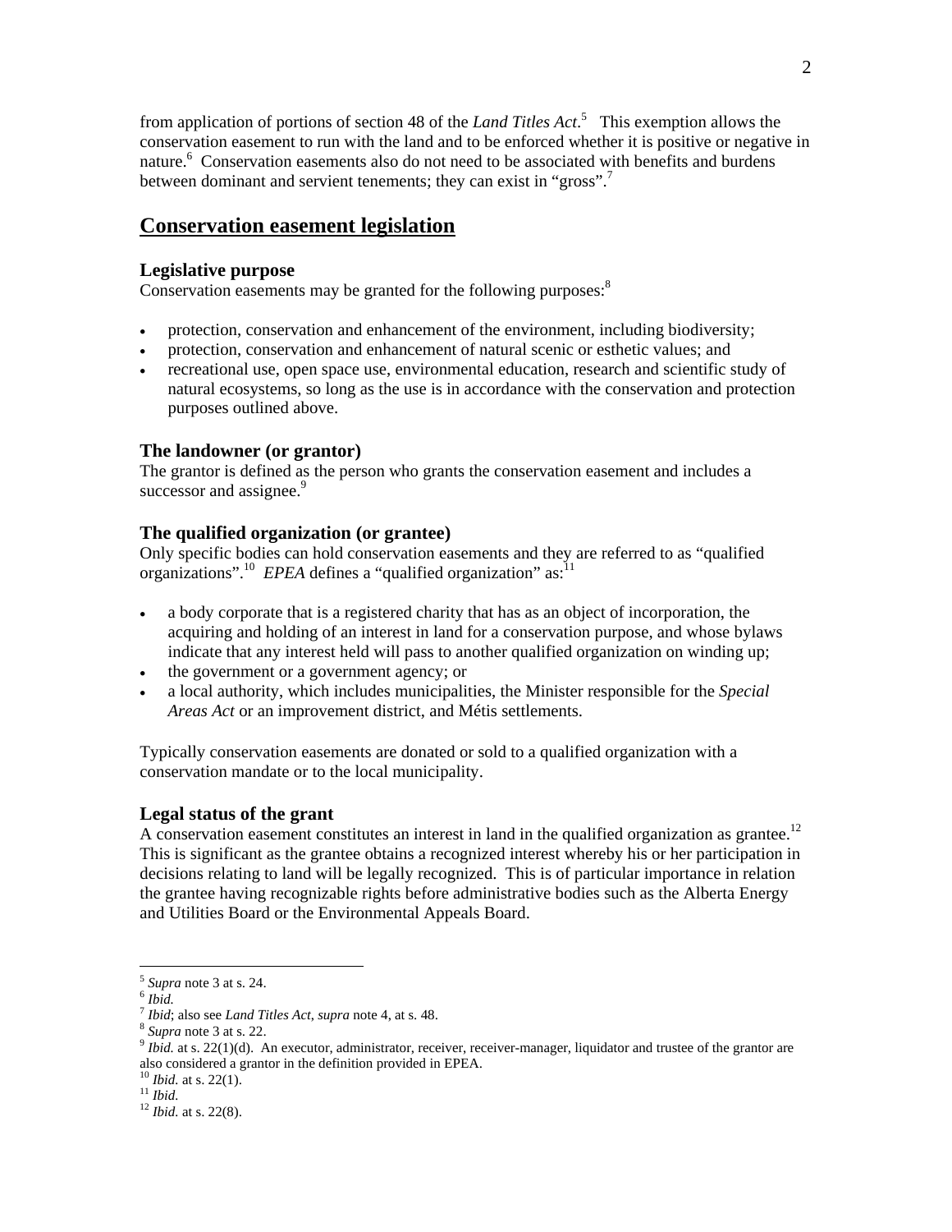from application of portions of section 48 of the *Land Titles Act*.[5] This exemption allows the conservation easement to run with the land and to be enforced whether it is positive or negative in nature.[6] Conservation easements also do not need to be associated with benefits and burdens between dominant and servient tenements; they can exist in "gross".[7]

## Conservation easement legislation

### Legislative purpose

Conservation easements may be granted for the following purposes:[8]

- protection, conservation and enhancement of the environment, including biodiversity;
- protection, conservation and enhancement of natural scenic or esthetic values; and
- recreational use, open space use, environmental education, research and scientific study of natural ecosystems, so long as the use is in accordance with the conservation and protection purposes outlined above.

### The landowner (or grantor)

The grantor is defined as the person who grants the conservation easement and includes a successor and assignee.[9]

### The qualified organization (or grantee)

Only specific bodies can hold conservation easements and they are referred to as "qualified organizations".[10] *EPEA* defines a "qualified organization" as:[11]

- a body corporate that is a registered charity that has as an object of incorporation, the acquiring and holding of an interest in land for a conservation purpose, and whose bylaws indicate that any interest held will pass to another qualified organization on winding up;
- the government or a government agency; or
- a local authority, which includes municipalities, the Minister responsible for the *Special Areas Act* or an improvement district, and Métis settlements.

Typically conservation easements are donated or sold to a qualified organization with a conservation mandate or to the local municipality.

### Legal status of the grant

A conservation easement constitutes an interest in land in the qualified organization as grantee.[12] This is significant as the grantee obtains a recognized interest whereby his or her participation in decisions relating to land will be legally recognized. This is of particular importance in relation the grantee having recognizable rights before administrative bodies such as the Alberta Energy and Utilities Board or the Environmental Appeals Board.

---

[5] *Supra* note 3 at s. 24.
[6] *Ibid.*
[7] *Ibid*; also see *Land Titles Act*, *supra* note 4, at s. 48.
[8] *Supra* note 3 at s. 22.
[9] *Ibid.* at s. 22(1)(d). An executor, administrator, receiver, receiver-manager, liquidator and trustee of the grantor are also considered a grantor in the definition provided in EPEA.
[10] *Ibid.* at s. 22(1).
[11] *Ibid.*
[12] *Ibid.* at s. 22(8).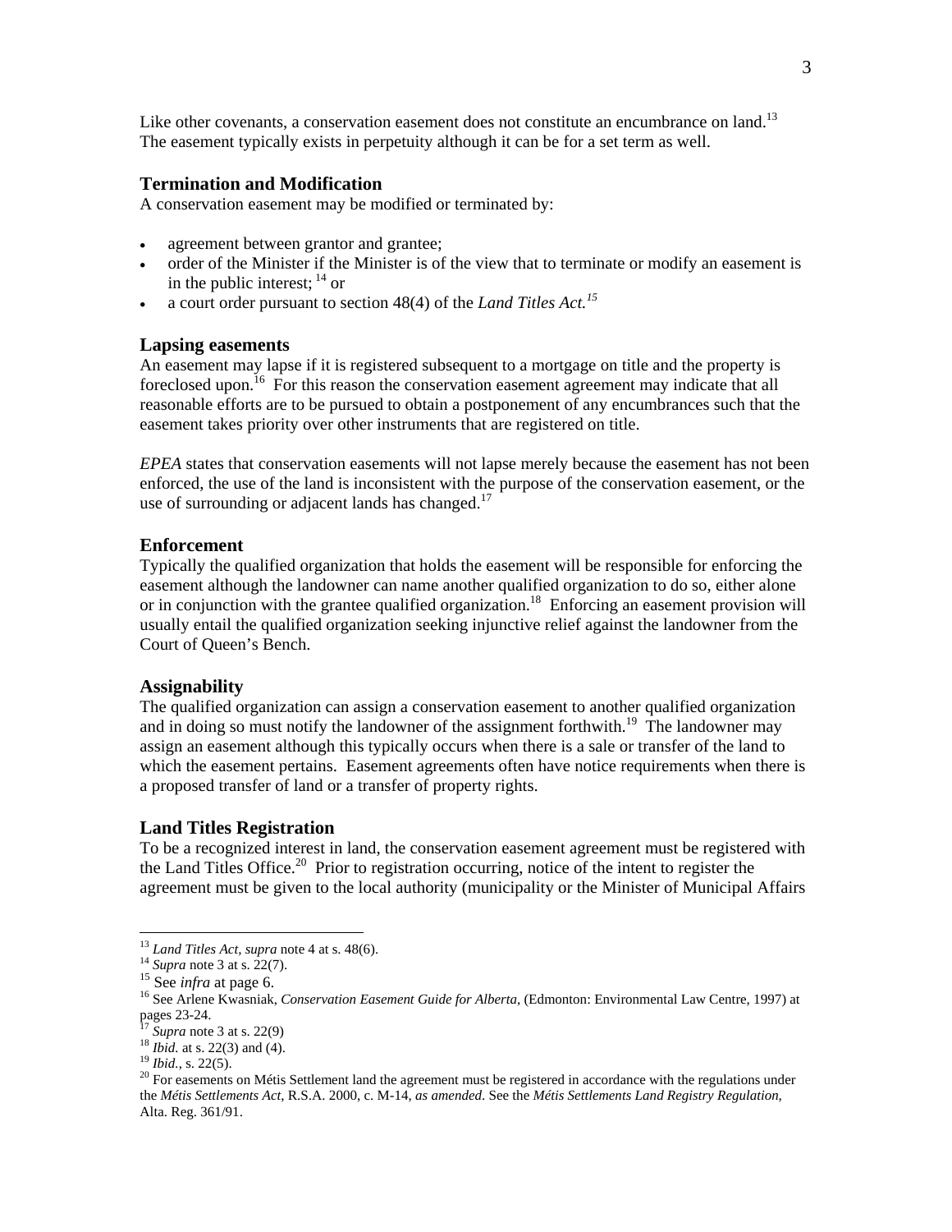Like other covenants, a conservation easement does not constitute an encumbrance on land.[13] The easement typically exists in perpetuity although it can be for a set term as well.

### Termination and Modification

A conservation easement may be modified or terminated by:

- agreement between grantor and grantee;
- order of the Minister if the Minister is of the view that to terminate or modify an easement is in the public interest; [14] or
- a court order pursuant to section 48(4) of the *Land Titles Act.*[15]

### Lapsing easements

An easement may lapse if it is registered subsequent to a mortgage on title and the property is foreclosed upon.[16] For this reason the conservation easement agreement may indicate that all reasonable efforts are to be pursued to obtain a postponement of any encumbrances such that the easement takes priority over other instruments that are registered on title.

*EPEA* states that conservation easements will not lapse merely because the easement has not been enforced, the use of the land is inconsistent with the purpose of the conservation easement, or the use of surrounding or adjacent lands has changed.[17]

### Enforcement

Typically the qualified organization that holds the easement will be responsible for enforcing the easement although the landowner can name another qualified organization to do so, either alone or in conjunction with the grantee qualified organization.[18] Enforcing an easement provision will usually entail the qualified organization seeking injunctive relief against the landowner from the Court of Queen's Bench.

### Assignability

The qualified organization can assign a conservation easement to another qualified organization and in doing so must notify the landowner of the assignment forthwith.[19] The landowner may assign an easement although this typically occurs when there is a sale or transfer of the land to which the easement pertains. Easement agreements often have notice requirements when there is a proposed transfer of land or a transfer of property rights.

### Land Titles Registration

To be a recognized interest in land, the conservation easement agreement must be registered with the Land Titles Office.[20] Prior to registration occurring, notice of the intent to register the agreement must be given to the local authority (municipality or the Minister of Municipal Affairs

---

[13] *Land Titles Act*, *supra* note 4 at s. 48(6).

[14] *Supra* note 3 at s. 22(7).

[15] See *infra* at page 6.

[16] See Arlene Kwasniak, *Conservation Easement Guide for Alberta*, (Edmonton: Environmental Law Centre, 1997) at pages 23-24.

[17] *Supra* note 3 at s. 22(9)

[18] *Ibid.* at s. 22(3) and (4).

[19] *Ibid.*, s. 22(5).

[20] For easements on Métis Settlement land the agreement must be registered in accordance with the regulations under the *Métis Settlements Act*, R.S.A. 2000, c. M-14, *as amended*. See the *Métis Settlements Land Registry Regulation*, Alta. Reg. 361/91.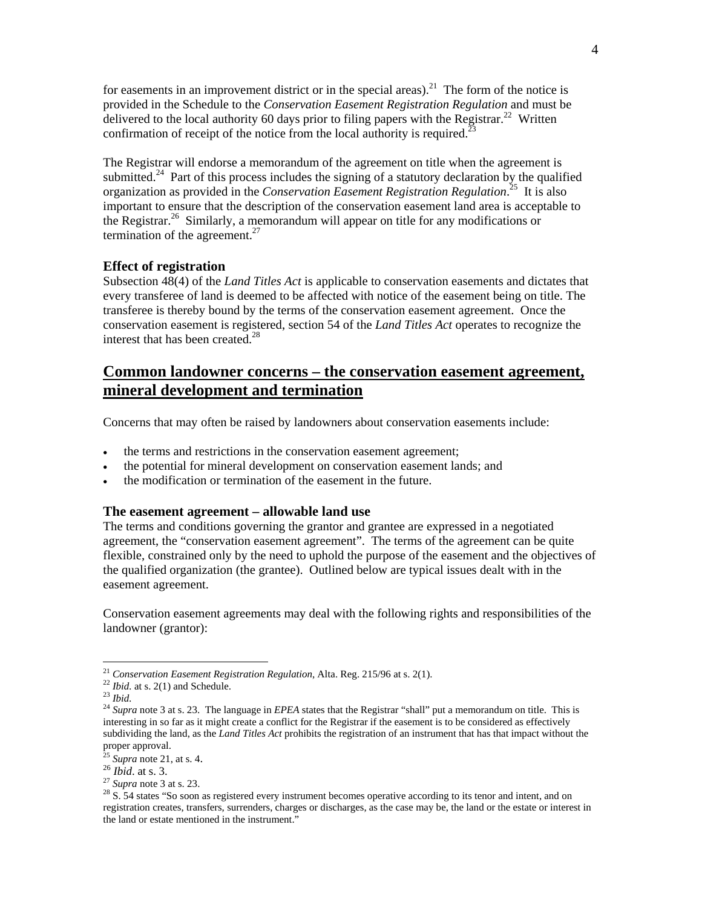for easements in an improvement district or in the special areas).[21] The form of the notice is provided in the Schedule to the *Conservation Easement Registration Regulation* and must be delivered to the local authority 60 days prior to filing papers with the Registrar.[22] Written confirmation of receipt of the notice from the local authority is required.[23]

The Registrar will endorse a memorandum of the agreement on title when the agreement is submitted.[24] Part of this process includes the signing of a statutory declaration by the qualified organization as provided in the *Conservation Easement Registration Regulation*.[25] It is also important to ensure that the description of the conservation easement land area is acceptable to the Registrar.[26] Similarly, a memorandum will appear on title for any modifications or termination of the agreement.[27]

### Effect of registration

Subsection 48(4) of the *Land Titles Act* is applicable to conservation easements and dictates that every transferee of land is deemed to be affected with notice of the easement being on title. The transferee is thereby bound by the terms of the conservation easement agreement. Once the conservation easement is registered, section 54 of the *Land Titles Act* operates to recognize the interest that has been created.[28]

## Common landowner concerns – the conservation easement agreement, mineral development and termination

Concerns that may often be raised by landowners about conservation easements include:

- the terms and restrictions in the conservation easement agreement;
- the potential for mineral development on conservation easement lands; and
- the modification or termination of the easement in the future.

### The easement agreement – allowable land use

The terms and conditions governing the grantor and grantee are expressed in a negotiated agreement, the "conservation easement agreement". The terms of the agreement can be quite flexible, constrained only by the need to uphold the purpose of the easement and the objectives of the qualified organization (the grantee). Outlined below are typical issues dealt with in the easement agreement.

Conservation easement agreements may deal with the following rights and responsibilities of the landowner (grantor):

---

[21] *Conservation Easement Registration Regulation*, Alta. Reg. 215/96 at s. 2(1).

[22] *Ibid.* at s. 2(1) and Schedule.

[23] *Ibid.*

[24] *Supra* note 3 at s. 23. The language in *EPEA* states that the Registrar "shall" put a memorandum on title. This is interesting in so far as it might create a conflict for the Registrar if the easement is to be considered as effectively subdividing the land, as the *Land Titles Act* prohibits the registration of an instrument that has that impact without the proper approval.

[25] *Supra* note 21, at s. 4.

[26] *Ibid*. at s. 3.

[27] *Supra* note 3 at s. 23.

[28] S. 54 states "So soon as registered every instrument becomes operative according to its tenor and intent, and on registration creates, transfers, surrenders, charges or discharges, as the case may be, the land or the estate or interest in the land or estate mentioned in the instrument."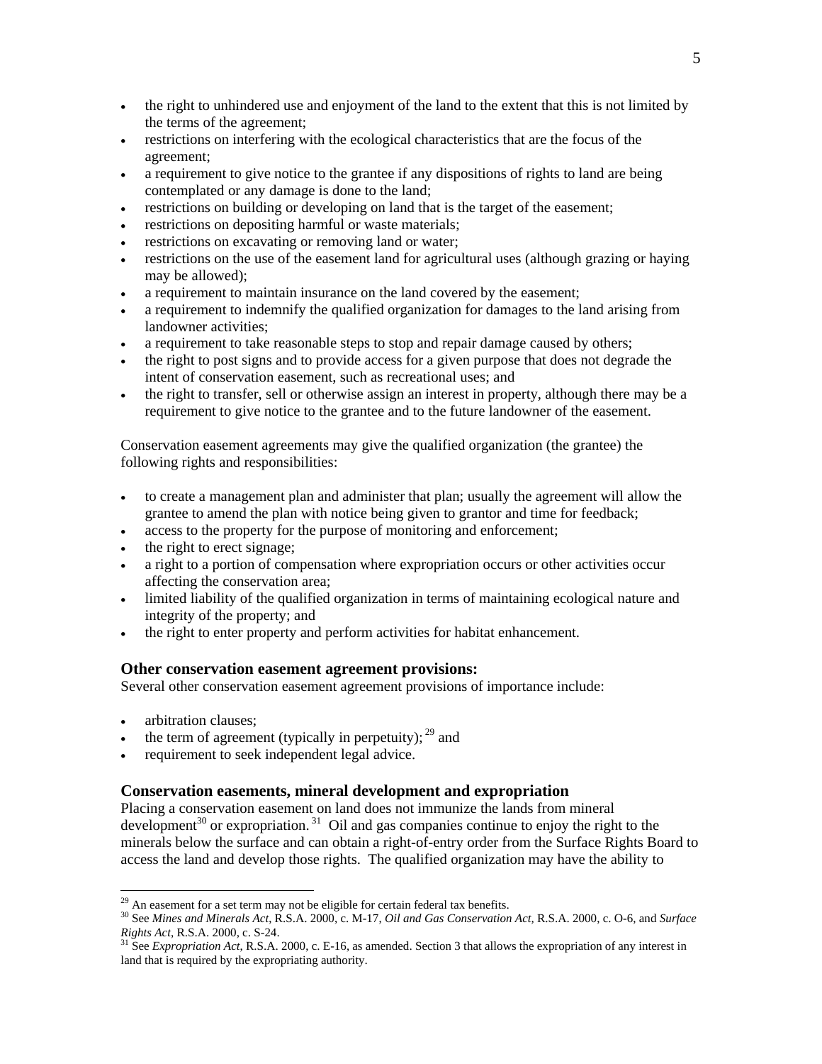- the right to unhindered use and enjoyment of the land to the extent that this is not limited by the terms of the agreement;
- restrictions on interfering with the ecological characteristics that are the focus of the agreement;
- a requirement to give notice to the grantee if any dispositions of rights to land are being contemplated or any damage is done to the land;
- restrictions on building or developing on land that is the target of the easement;
- restrictions on depositing harmful or waste materials;
- restrictions on excavating or removing land or water;
- restrictions on the use of the easement land for agricultural uses (although grazing or haying may be allowed);
- a requirement to maintain insurance on the land covered by the easement;
- a requirement to indemnify the qualified organization for damages to the land arising from landowner activities;
- a requirement to take reasonable steps to stop and repair damage caused by others;
- the right to post signs and to provide access for a given purpose that does not degrade the intent of conservation easement, such as recreational uses; and
- the right to transfer, sell or otherwise assign an interest in property, although there may be a requirement to give notice to the grantee and to the future landowner of the easement.

Conservation easement agreements may give the qualified organization (the grantee) the following rights and responsibilities:

- to create a management plan and administer that plan; usually the agreement will allow the grantee to amend the plan with notice being given to grantor and time for feedback;
- access to the property for the purpose of monitoring and enforcement;
- the right to erect signage;
- a right to a portion of compensation where expropriation occurs or other activities occur affecting the conservation area;
- limited liability of the qualified organization in terms of maintaining ecological nature and integrity of the property; and
- the right to enter property and perform activities for habitat enhancement.

### Other conservation easement agreement provisions:

Several other conservation easement agreement provisions of importance include:

- arbitration clauses;
- the term of agreement (typically in perpetuity);[29] and
- requirement to seek independent legal advice.

### Conservation easements, mineral development and expropriation

Placing a conservation easement on land does not immunize the lands from mineral development[30] or expropriation.[31] Oil and gas companies continue to enjoy the right to the minerals below the surface and can obtain a right-of-entry order from the Surface Rights Board to access the land and develop those rights. The qualified organization may have the ability to

---

[29] An easement for a set term may not be eligible for certain federal tax benefits.

[30] See *Mines and Minerals Act*, R.S.A. 2000, c. M-17, *Oil and Gas Conservation Act*, R.S.A. 2000, c. O-6, and *Surface Rights Act*, R.S.A. 2000, c. S-24.

[31] See *Expropriation Act*, R.S.A. 2000, c. E-16, as amended. Section 3 that allows the expropriation of any interest in land that is required by the expropriating authority.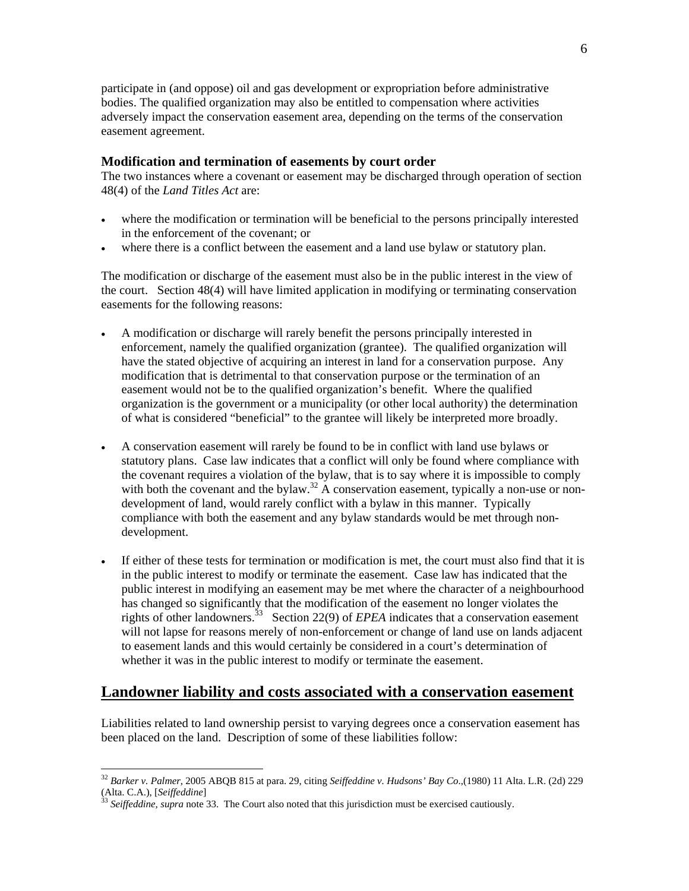participate in (and oppose) oil and gas development or expropriation before administrative bodies. The qualified organization may also be entitled to compensation where activities adversely impact the conservation easement area, depending on the terms of the conservation easement agreement.

### Modification and termination of easements by court order

The two instances where a covenant or easement may be discharged through operation of section 48(4) of the *Land Titles Act* are:

- where the modification or termination will be beneficial to the persons principally interested in the enforcement of the covenant; or
- where there is a conflict between the easement and a land use bylaw or statutory plan.

The modification or discharge of the easement must also be in the public interest in the view of the court. Section 48(4) will have limited application in modifying or terminating conservation easements for the following reasons:

- A modification or discharge will rarely benefit the persons principally interested in enforcement, namely the qualified organization (grantee). The qualified organization will have the stated objective of acquiring an interest in land for a conservation purpose. Any modification that is detrimental to that conservation purpose or the termination of an easement would not be to the qualified organization's benefit. Where the qualified organization is the government or a municipality (or other local authority) the determination of what is considered "beneficial" to the grantee will likely be interpreted more broadly.

- A conservation easement will rarely be found to be in conflict with land use bylaws or statutory plans. Case law indicates that a conflict will only be found where compliance with the covenant requires a violation of the bylaw, that is to say where it is impossible to comply with both the covenant and the bylaw.[32] A conservation easement, typically a non-use or non-development of land, would rarely conflict with a bylaw in this manner. Typically compliance with both the easement and any bylaw standards would be met through non-development.

- If either of these tests for termination or modification is met, the court must also find that it is in the public interest to modify or terminate the easement. Case law has indicated that the public interest in modifying an easement may be met where the character of a neighbourhood has changed so significantly that the modification of the easement no longer violates the rights of other landowners.[33] Section 22(9) of *EPEA* indicates that a conservation easement will not lapse for reasons merely of non-enforcement or change of land use on lands adjacent to easement lands and this would certainly be considered in a court's determination of whether it was in the public interest to modify or terminate the easement.

## Landowner liability and costs associated with a conservation easement

Liabilities related to land ownership persist to varying degrees once a conservation easement has been placed on the land. Description of some of these liabilities follow:

---

[32] *Barker v. Palmer*, 2005 ABQB 815 at para. 29, citing *Seiffeddine v. Hudsons' Bay Co*.,(1980) 11 Alta. L.R. (2d) 229 (Alta. C.A.), [*Seiffeddine*]

[33] *Seiffeddine, supra* note 33. The Court also noted that this jurisdiction must be exercised cautiously.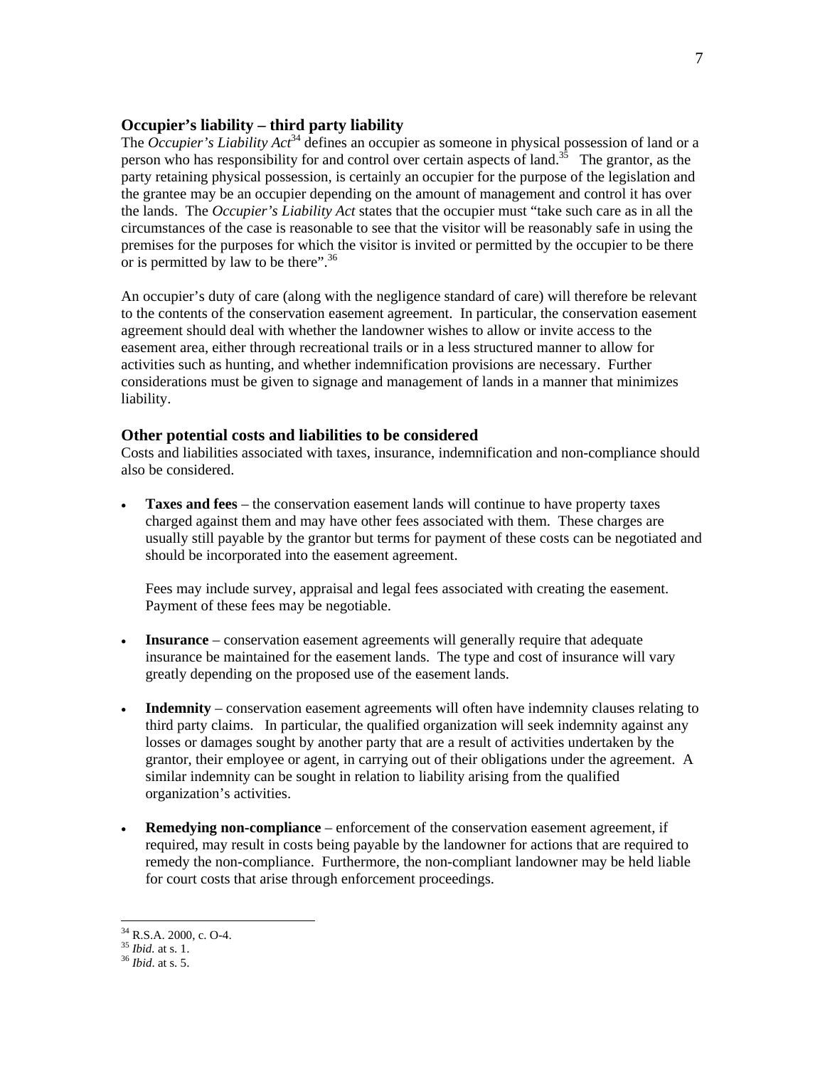## Occupier's liability – third party liability

The *Occupier's Liability Act*[34] defines an occupier as someone in physical possession of land or a person who has responsibility for and control over certain aspects of land.[35] The grantor, as the party retaining physical possession, is certainly an occupier for the purpose of the legislation and the grantee may be an occupier depending on the amount of management and control it has over the lands. The *Occupier's Liability Act* states that the occupier must "take such care as in all the circumstances of the case is reasonable to see that the visitor will be reasonably safe in using the premises for the purposes for which the visitor is invited or permitted by the occupier to be there or is permitted by law to be there".[36]

An occupier's duty of care (along with the negligence standard of care) will therefore be relevant to the contents of the conservation easement agreement. In particular, the conservation easement agreement should deal with whether the landowner wishes to allow or invite access to the easement area, either through recreational trails or in a less structured manner to allow for activities such as hunting, and whether indemnification provisions are necessary. Further considerations must be given to signage and management of lands in a manner that minimizes liability.

## Other potential costs and liabilities to be considered

Costs and liabilities associated with taxes, insurance, indemnification and non-compliance should also be considered.

- **Taxes and fees** – the conservation easement lands will continue to have property taxes charged against them and may have other fees associated with them. These charges are usually still payable by the grantor but terms for payment of these costs can be negotiated and should be incorporated into the easement agreement.

  Fees may include survey, appraisal and legal fees associated with creating the easement. Payment of these fees may be negotiable.

- **Insurance** – conservation easement agreements will generally require that adequate insurance be maintained for the easement lands. The type and cost of insurance will vary greatly depending on the proposed use of the easement lands.

- **Indemnity** – conservation easement agreements will often have indemnity clauses relating to third party claims. In particular, the qualified organization will seek indemnity against any losses or damages sought by another party that are a result of activities undertaken by the grantor, their employee or agent, in carrying out of their obligations under the agreement. A similar indemnity can be sought in relation to liability arising from the qualified organization's activities.

- **Remedying non-compliance** – enforcement of the conservation easement agreement, if required, may result in costs being payable by the landowner for actions that are required to remedy the non-compliance. Furthermore, the non-compliant landowner may be held liable for court costs that arise through enforcement proceedings.

---

[34] R.S.A. 2000, c. O-4.
[35] *Ibid.* at s. 1.
[36] *Ibid.* at s. 5.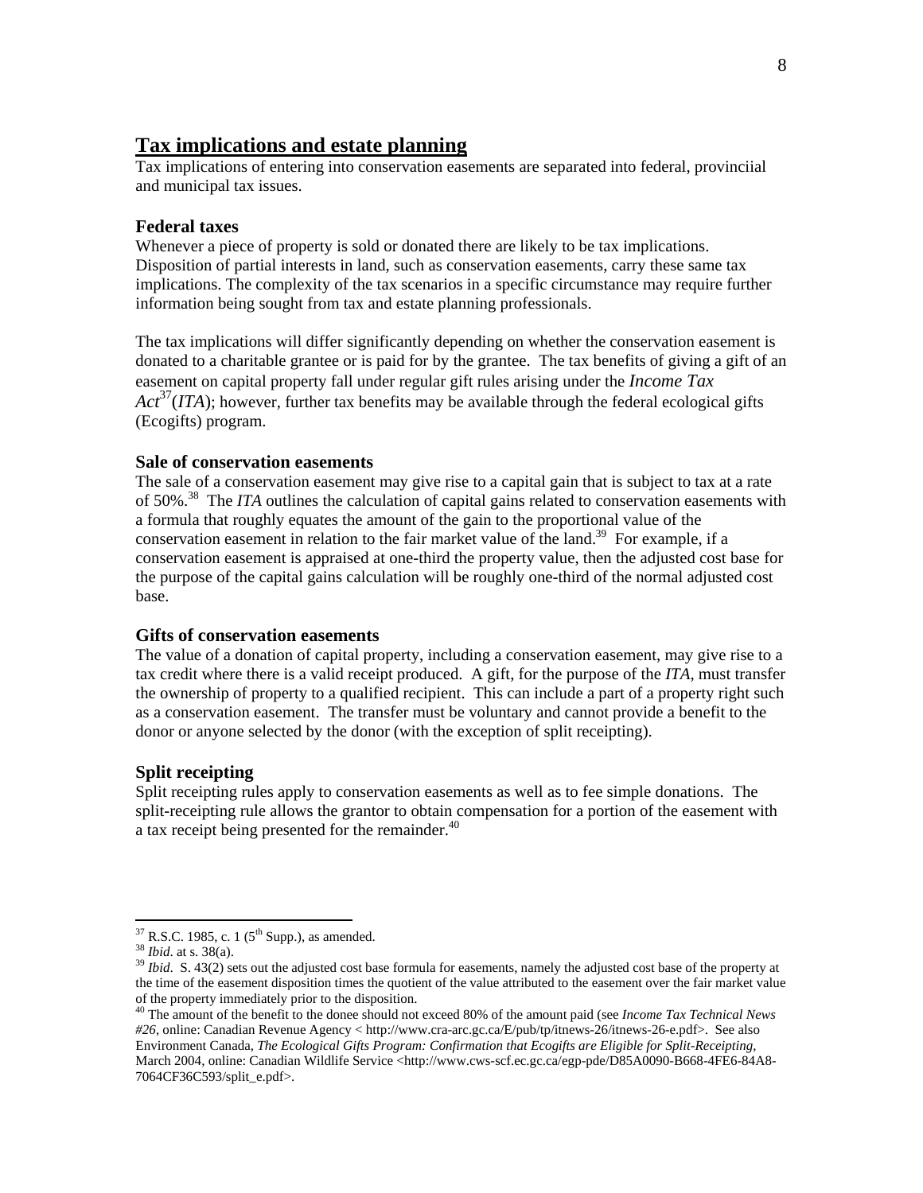## Tax implications and estate planning

Tax implications of entering into conservation easements are separated into federal, provinciial and municipal tax issues.

### Federal taxes

Whenever a piece of property is sold or donated there are likely to be tax implications. Disposition of partial interests in land, such as conservation easements, carry these same tax implications. The complexity of the tax scenarios in a specific circumstance may require further information being sought from tax and estate planning professionals.

The tax implications will differ significantly depending on whether the conservation easement is donated to a charitable grantee or is paid for by the grantee. The tax benefits of giving a gift of an easement on capital property fall under regular gift rules arising under the *Income Tax Act*[37](*ITA*); however, further tax benefits may be available through the federal ecological gifts (Ecogifts) program.

### Sale of conservation easements

The sale of a conservation easement may give rise to a capital gain that is subject to tax at a rate of 50%.[38] The *ITA* outlines the calculation of capital gains related to conservation easements with a formula that roughly equates the amount of the gain to the proportional value of the conservation easement in relation to the fair market value of the land.[39] For example, if a conservation easement is appraised at one-third the property value, then the adjusted cost base for the purpose of the capital gains calculation will be roughly one-third of the normal adjusted cost base.

### Gifts of conservation easements

The value of a donation of capital property, including a conservation easement, may give rise to a tax credit where there is a valid receipt produced. A gift, for the purpose of the *ITA*, must transfer the ownership of property to a qualified recipient. This can include a part of a property right such as a conservation easement. The transfer must be voluntary and cannot provide a benefit to the donor or anyone selected by the donor (with the exception of split receipting).

### Split receipting

Split receipting rules apply to conservation easements as well as to fee simple donations. The split-receipting rule allows the grantor to obtain compensation for a portion of the easement with a tax receipt being presented for the remainder.[40]

---

[37] R.S.C. 1985, c. 1 (5th Supp.), as amended.

[38] *Ibid.* at s. 38(a).

[39] *Ibid*. S. 43(2) sets out the adjusted cost base formula for easements, namely the adjusted cost base of the property at the time of the easement disposition times the quotient of the value attributed to the easement over the fair market value of the property immediately prior to the disposition.

[40] The amount of the benefit to the donee should not exceed 80% of the amount paid (see *Income Tax Technical News #26*, online: Canadian Revenue Agency < http://www.cra-arc.gc.ca/E/pub/tp/itnews-26/itnews-26-e.pdf>. See also Environment Canada, *The Ecological Gifts Program: Confirmation that Ecogifts are Eligible for Split-Receipting*, March 2004, online: Canadian Wildlife Service <http://www.cws-scf.ec.gc.ca/egp-pde/D85A0090-B668-4FE6-84A8-7064CF36C593/split_e.pdf>.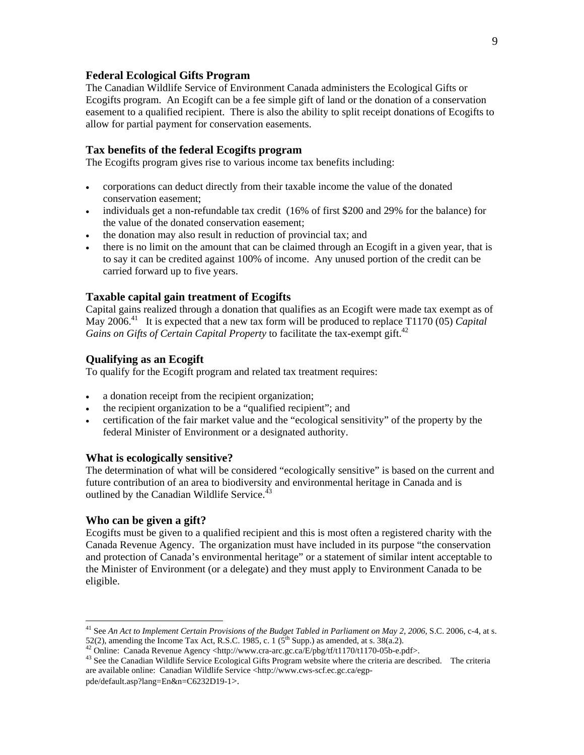### Federal Ecological Gifts Program

The Canadian Wildlife Service of Environment Canada administers the Ecological Gifts or Ecogifts program. An Ecogift can be a fee simple gift of land or the donation of a conservation easement to a qualified recipient. There is also the ability to split receipt donations of Ecogifts to allow for partial payment for conservation easements.

### Tax benefits of the federal Ecogifts program

The Ecogifts program gives rise to various income tax benefits including:

- corporations can deduct directly from their taxable income the value of the donated conservation easement;
- individuals get a non-refundable tax credit (16% of first $200 and 29% for the balance) for the value of the donated conservation easement;
- the donation may also result in reduction of provincial tax; and
- there is no limit on the amount that can be claimed through an Ecogift in a given year, that is to say it can be credited against 100% of income. Any unused portion of the credit can be carried forward up to five years.

### Taxable capital gain treatment of Ecogifts

Capital gains realized through a donation that qualifies as an Ecogift were made tax exempt as of May 2006.[41] It is expected that a new tax form will be produced to replace T1170 (05) *Capital Gains on Gifts of Certain Capital Property* to facilitate the tax-exempt gift.[42]

### Qualifying as an Ecogift

To qualify for the Ecogift program and related tax treatment requires:

- a donation receipt from the recipient organization;
- the recipient organization to be a "qualified recipient"; and
- certification of the fair market value and the "ecological sensitivity" of the property by the federal Minister of Environment or a designated authority.

### What is ecologically sensitive?

The determination of what will be considered "ecologically sensitive" is based on the current and future contribution of an area to biodiversity and environmental heritage in Canada and is outlined by the Canadian Wildlife Service.[43]

### Who can be given a gift?

Ecogifts must be given to a qualified recipient and this is most often a registered charity with the Canada Revenue Agency. The organization must have included in its purpose "the conservation and protection of Canada's environmental heritage" or a statement of similar intent acceptable to the Minister of Environment (or a delegate) and they must apply to Environment Canada to be eligible.

---

[41] See *An Act to Implement Certain Provisions of the Budget Tabled in Parliament on May 2, 2006*, S.C. 2006, c-4, at s. 52(2), amending the Income Tax Act, R.S.C. 1985, c. 1 (5th Supp.) as amended, at s. 38(a.2).

[42] Online: Canada Revenue Agency <http://www.cra-arc.gc.ca/E/pbg/tf/t1170/t1170-05b-e.pdf>.

[43] See the Canadian Wildlife Service Ecological Gifts Program website where the criteria are described. The criteria are available online: Canadian Wildlife Service <http://www.cws-scf.ec.gc.ca/egp-pde/default.asp?lang=En&n=C6232D19-1>.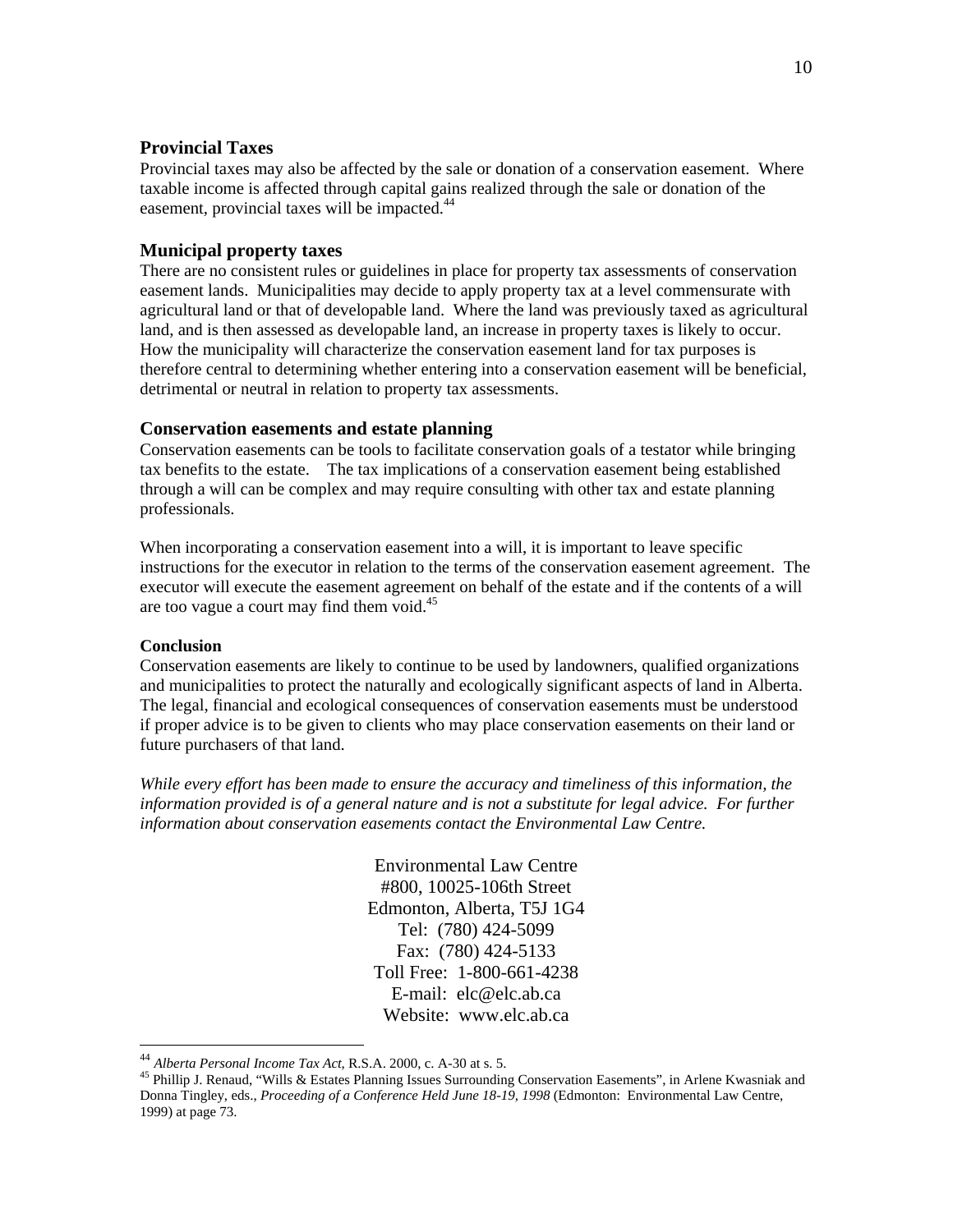## Provincial Taxes

Provincial taxes may also be affected by the sale or donation of a conservation easement. Where taxable income is affected through capital gains realized through the sale or donation of the easement, provincial taxes will be impacted.[44]

## Municipal property taxes

There are no consistent rules or guidelines in place for property tax assessments of conservation easement lands. Municipalities may decide to apply property tax at a level commensurate with agricultural land or that of developable land. Where the land was previously taxed as agricultural land, and is then assessed as developable land, an increase in property taxes is likely to occur. How the municipality will characterize the conservation easement land for tax purposes is therefore central to determining whether entering into a conservation easement will be beneficial, detrimental or neutral in relation to property tax assessments.

## Conservation easements and estate planning

Conservation easements can be tools to facilitate conservation goals of a testator while bringing tax benefits to the estate. The tax implications of a conservation easement being established through a will can be complex and may require consulting with other tax and estate planning professionals.

When incorporating a conservation easement into a will, it is important to leave specific instructions for the executor in relation to the terms of the conservation easement agreement. The executor will execute the easement agreement on behalf of the estate and if the contents of a will are too vague a court may find them void.[45]

### Conclusion

Conservation easements are likely to continue to be used by landowners, qualified organizations and municipalities to protect the naturally and ecologically significant aspects of land in Alberta. The legal, financial and ecological consequences of conservation easements must be understood if proper advice is to be given to clients who may place conservation easements on their land or future purchasers of that land.

*While every effort has been made to ensure the accuracy and timeliness of this information, the information provided is of a general nature and is not a substitute for legal advice. For further information about conservation easements contact the Environmental Law Centre.*

Environmental Law Centre
#800, 10025-106th Street
Edmonton, Alberta, T5J 1G4
Tel: (780) 424-5099
Fax: (780) 424-5133
Toll Free: 1-800-661-4238
E-mail: elc@elc.ab.ca
Website: www.elc.ab.ca

---

[44] *Alberta Personal Income Tax Act*, R.S.A. 2000, c. A-30 at s. 5.

[45] Phillip J. Renaud, "Wills & Estates Planning Issues Surrounding Conservation Easements", in Arlene Kwasniak and Donna Tingley, eds., *Proceeding of a Conference Held June 18-19, 1998* (Edmonton: Environmental Law Centre, 1999) at page 73.